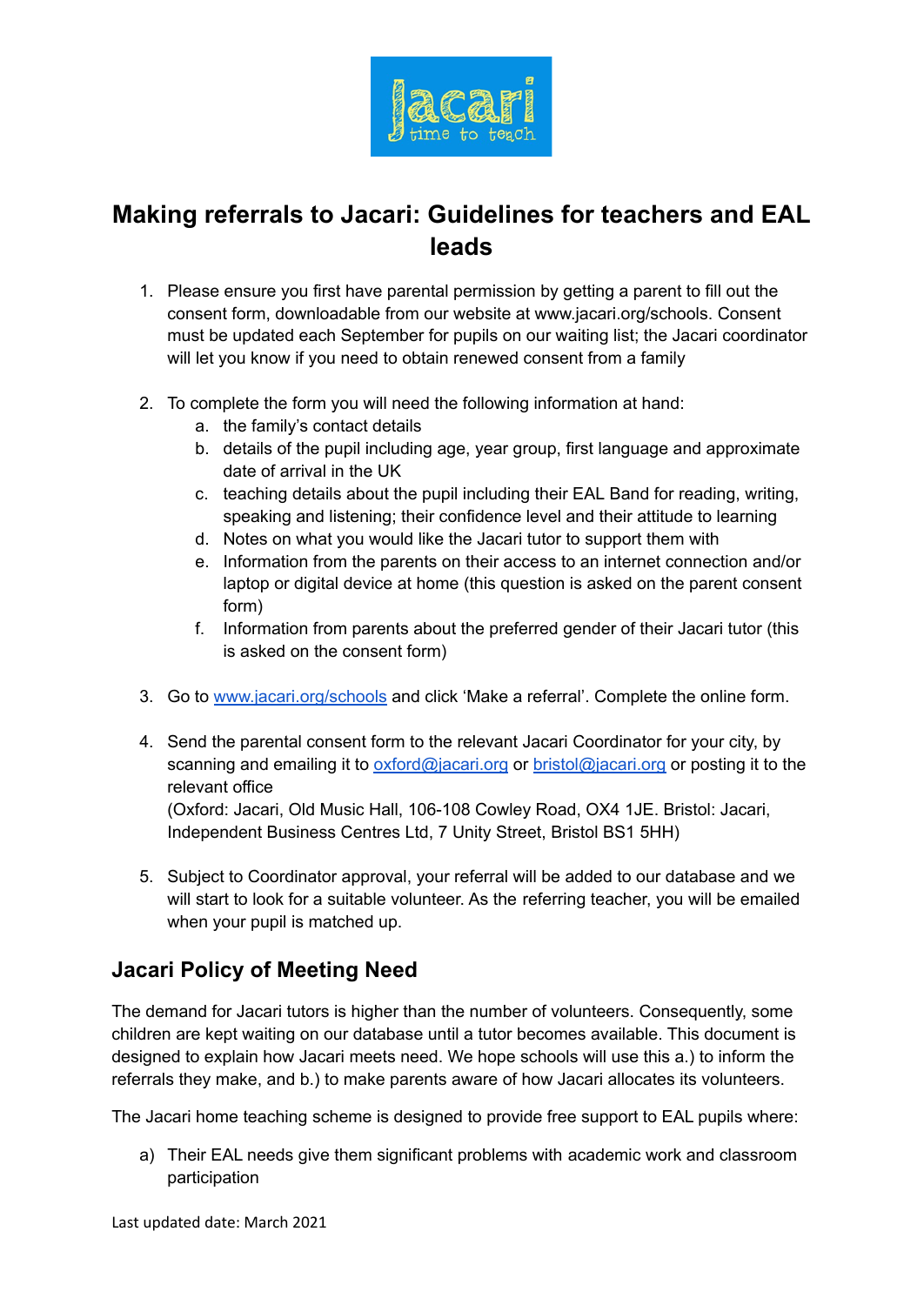# Making referrals to Jacari: Guidelines for teachers and EAL leads

1. Please ensure you first have parental permission by getting a parent to fill out the consent form, downloadable from our website at www.jacari.org/schools. Consent must be updated each September for pupils on our waiting list; the Jacari coordinator will let you know if you need to obtain renewed consent from a family

2. To complete the form you will need the following information at hand:
   a. the family's contact details
   b. details of the pupil including age, year group, first language and approximate date of arrival in the UK
   c. teaching details about the pupil including their EAL Band for reading, writing, speaking and listening; their confidence level and their attitude to learning
   d. Notes on what you would like the Jacari tutor to support them with
   e. Information from the parents on their access to an internet connection and/or laptop or digital device at home (this question is asked on the parent consent form)
   f. Information from parents about the preferred gender of their Jacari tutor (this is asked on the consent form)

3. Go to [www.jacari.org/schools](http://www.jacari.org/schools) and click 'Make a referral'. Complete the online form.

4. Send the parental consent form to the relevant Jacari Coordinator for your city, by scanning and emailing it to [oxford@jacari.org](mailto:oxford@jacari.org) or [bristol@jacari.org](mailto:bristol@jacari.org) or posting it to the relevant office
   (Oxford: Jacari, Old Music Hall, 106-108 Cowley Road, OX4 1JE. Bristol: Jacari, Independent Business Centres Ltd, 7 Unity Street, Bristol BS1 5HH)

5. Subject to Coordinator approval, your referral will be added to our database and we will start to look for a suitable volunteer. As the referring teacher, you will be emailed when your pupil is matched up.

## Jacari Policy of Meeting Need

The demand for Jacari tutors is higher than the number of volunteers. Consequently, some children are kept waiting on our database until a tutor becomes available. This document is designed to explain how Jacari meets need. We hope schools will use this a.) to inform the referrals they make, and b.) to make parents aware of how Jacari allocates its volunteers.

The Jacari home teaching scheme is designed to provide free support to EAL pupils where:

a) Their EAL needs give them significant problems with academic work and classroom participation

Last updated date: March 2021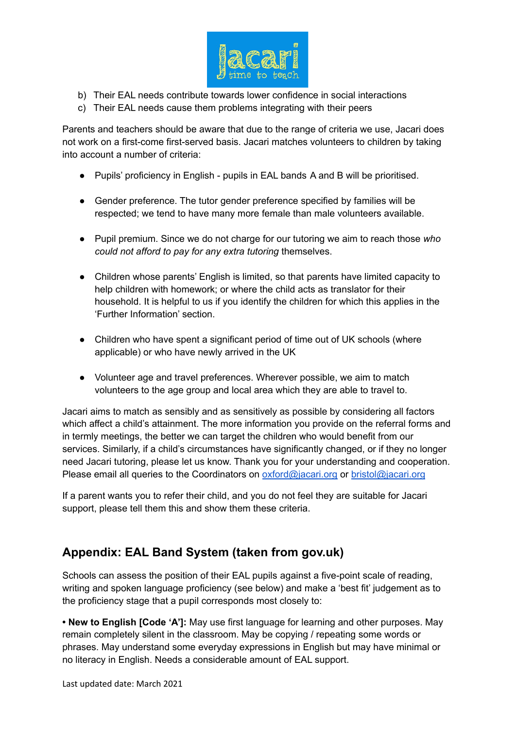b) Their EAL needs contribute towards lower confidence in social interactions
c) Their EAL needs cause them problems integrating with their peers

Parents and teachers should be aware that due to the range of criteria we use, Jacari does not work on a first-come first-served basis. Jacari matches volunteers to children by taking into account a number of criteria:

- Pupils' proficiency in English - pupils in EAL bands A and B will be prioritised.

- Gender preference. The tutor gender preference specified by families will be respected; we tend to have many more female than male volunteers available.

- Pupil premium. Since we do not charge for our tutoring we aim to reach those *who could not afford to pay for any extra tutoring* themselves.

- Children whose parents' English is limited, so that parents have limited capacity to help children with homework; or where the child acts as translator for their household. It is helpful to us if you identify the children for which this applies in the 'Further Information' section.

- Children who have spent a significant period of time out of UK schools (where applicable) or who have newly arrived in the UK

- Volunteer age and travel preferences. Wherever possible, we aim to match volunteers to the age group and local area which they are able to travel to.

Jacari aims to match as sensibly and as sensitively as possible by considering all factors which affect a child's attainment. The more information you provide on the referral forms and in termly meetings, the better we can target the children who would benefit from our services. Similarly, if a child's circumstances have significantly changed, or if they no longer need Jacari tutoring, please let us know. Thank you for your understanding and cooperation. Please email all queries to the Coordinators on oxford@jacari.org or bristol@jacari.org

If a parent wants you to refer their child, and you do not feel they are suitable for Jacari support, please tell them this and show them these criteria.

## Appendix: EAL Band System (taken from gov.uk)

Schools can assess the position of their EAL pupils against a five-point scale of reading, writing and spoken language proficiency (see below) and make a 'best fit' judgement as to the proficiency stage that a pupil corresponds most closely to:

• **New to English [Code 'A']:** May use first language for learning and other purposes. May remain completely silent in the classroom. May be copying / repeating some words or phrases. May understand some everyday expressions in English but may have minimal or no literacy in English. Needs a considerable amount of EAL support.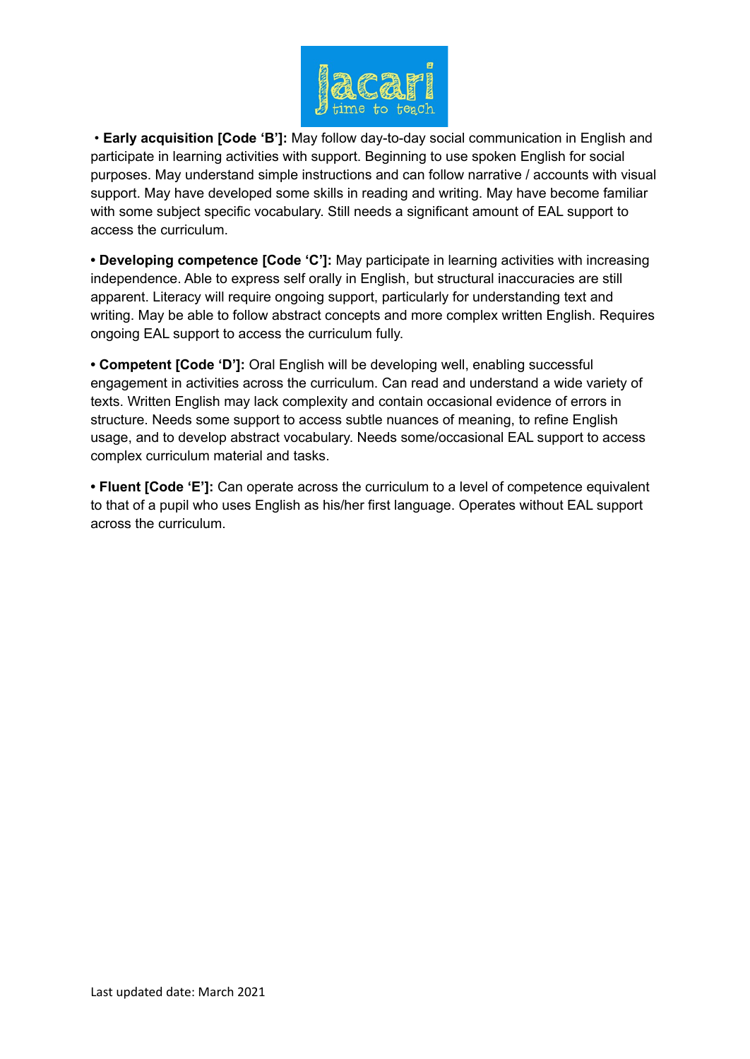- **Early acquisition [Code 'B']:** May follow day-to-day social communication in English and participate in learning activities with support. Beginning to use spoken English for social purposes. May understand simple instructions and can follow narrative / accounts with visual support. May have developed some skills in reading and writing. May have become familiar with some subject specific vocabulary. Still needs a significant amount of EAL support to access the curriculum.

- **Developing competence [Code 'C']:** May participate in learning activities with increasing independence. Able to express self orally in English, but structural inaccuracies are still apparent. Literacy will require ongoing support, particularly for understanding text and writing. May be able to follow abstract concepts and more complex written English. Requires ongoing EAL support to access the curriculum fully.

- **Competent [Code 'D']:** Oral English will be developing well, enabling successful engagement in activities across the curriculum. Can read and understand a wide variety of texts. Written English may lack complexity and contain occasional evidence of errors in structure. Needs some support to access subtle nuances of meaning, to refine English usage, and to develop abstract vocabulary. Needs some/occasional EAL support to access complex curriculum material and tasks.

- **Fluent [Code 'E']:** Can operate across the curriculum to a level of competence equivalent to that of a pupil who uses English as his/her first language. Operates without EAL support across the curriculum.

Last updated date: March 2021